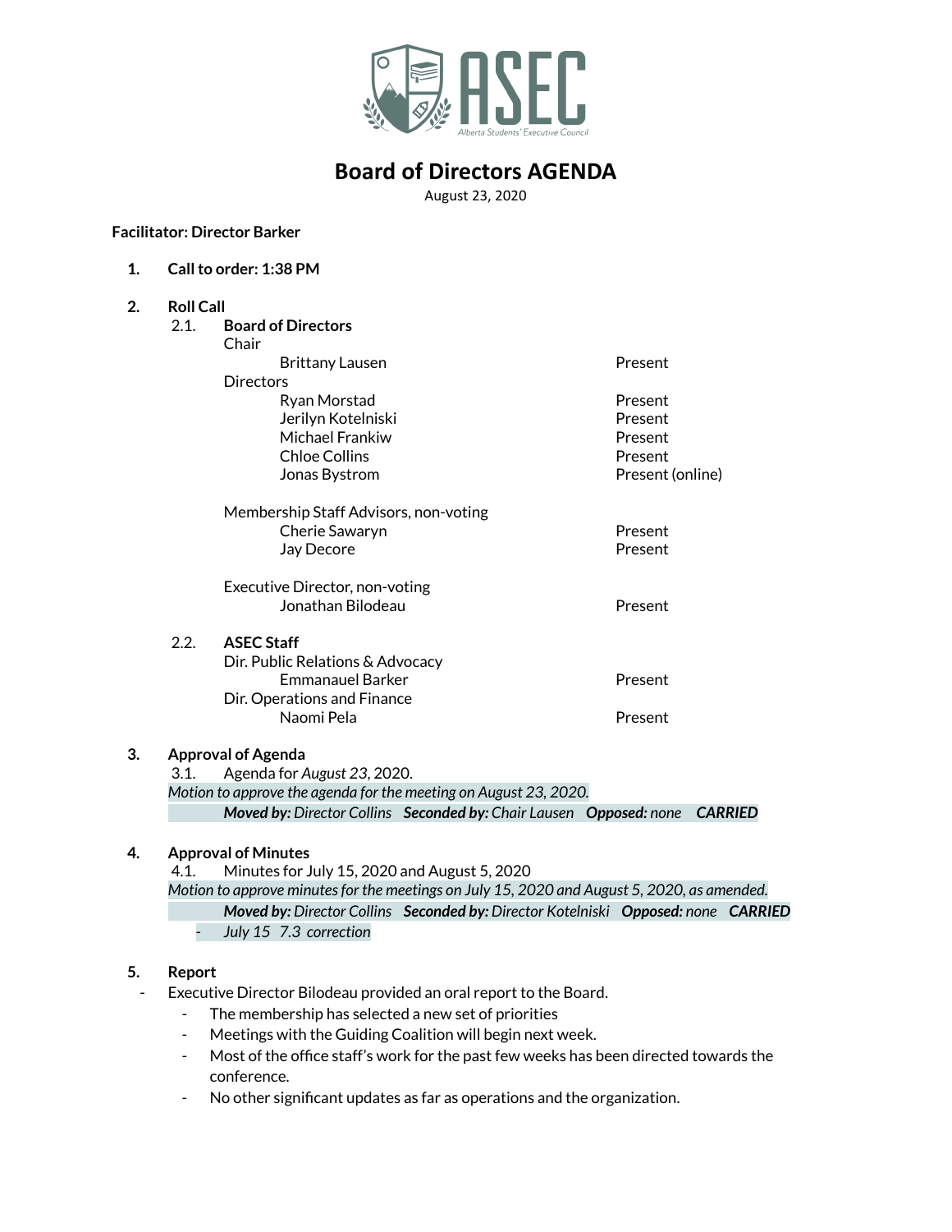# Board of Directors AGENDA

August 23, 2020

**Facilitator: Director Barker**

1. **Call to order: 1:38 PM**

2. **Roll Call**

   2.1. **Board of Directors**

| | |
|---|---|
| Chair | |
| Brittany Lausen | Present |
| Directors | |
| Ryan Morstad | Present |
| Jerilyn Kotelniski | Present |
| Michael Frankiw | Present |
| Chloe Collins | Present |
| Jonas Bystrom | Present (online) |
| Membership Staff Advisors, non-voting | |
| Cherie Sawaryn | Present |
| Jay Decore | Present |
| Executive Director, non-voting | |
| Jonathan Bilodeau | Present |

   2.2. **ASEC Staff**

| | |
|---|---|
| Dir. Public Relations & Advocacy | |
| Emmanauel Barker | Present |
| Dir. Operations and Finance | |
| Naomi Pela | Present |

3. **Approval of Agenda**

   3.1. Agenda for *August 23*, 2020.

   *Motion to approve the agenda for the meeting on August 23, 2020.*

   ***Moved by:*** *Director Collins* ***Seconded by:*** *Chair Lausen* ***Opposed:*** *none* ***CARRIED***

4. **Approval of Minutes**

   4.1. Minutes for July 15, 2020 and August 5, 2020

   *Motion to approve minutes for the meetings on July 15, 2020 and August 5, 2020, as amended.*

   ***Moved by:*** *Director Collins* ***Seconded by:*** *Director Kotelniski* ***Opposed:*** *none* ***CARRIED***

   - *July 15 7.3 correction*

5. **Report**

- Executive Director Bilodeau provided an oral report to the Board.
  - The membership has selected a new set of priorities
  - Meetings with the Guiding Coalition will begin next week.
  - Most of the office staff's work for the past few weeks has been directed towards the conference.
  - No other significant updates as far as operations and the organization.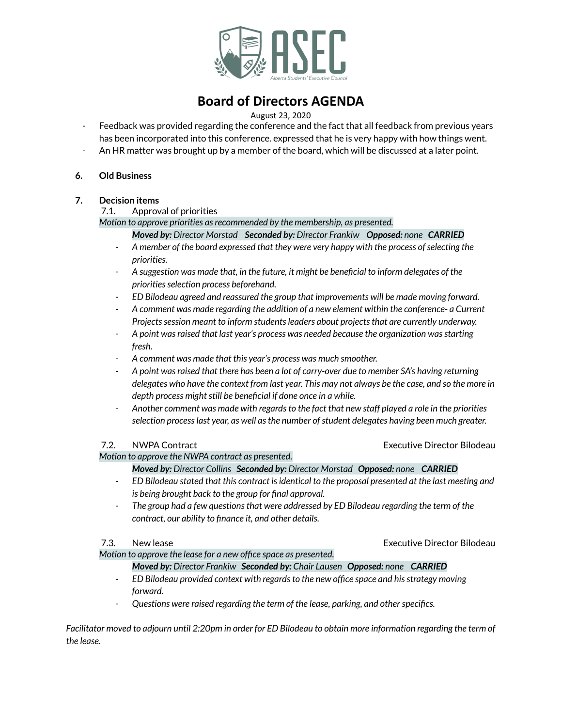- Feedback was provided regarding the conference and the fact that all feedback from previous years has been incorporated into this conference. expressed that he is very happy with how things went.
- An HR matter was brought up by a member of the board, which will be discussed at a later point.

**6. Old Business**

**7. Decision items**

7.1. Approval of priorities

*Motion to approve priorities as recommended by the membership, as presented.*

***Moved by:** Director Morstad* ***Seconded by:** Director Frankiw* ***Opposed:** none* ***CARRIED***

- *A member of the board expressed that they were very happy with the process of selecting the priorities.*
- *A suggestion was made that, in the future, it might be beneficial to inform delegates of the priorities selection process beforehand.*
- *ED Bilodeau agreed and reassured the group that improvements will be made moving forward.*
- *A comment was made regarding the addition of a new element within the conference- a Current Projects session meant to inform students leaders about projects that are currently underway.*
- *A point was raised that last year's process was needed because the organization was starting fresh.*
- *A comment was made that this year's process was much smoother.*
- *A point was raised that there has been a lot of carry-over due to member SA's having returning delegates who have the context from last year. This may not always be the case, and so the more in depth process might still be beneficial if done once in a while.*
- *Another comment was made with regards to the fact that new staff played a role in the priorities selection process last year, as well as the number of student delegates having been much greater.*

7.2. NWPA Contract — Executive Director Bilodeau

*Motion to approve the NWPA contract as presented.*

***Moved by:** Director Collins* ***Seconded by:** Director Morstad* ***Opposed:** none* ***CARRIED***

- *ED Bilodeau stated that this contract is identical to the proposal presented at the last meeting and is being brought back to the group for final approval.*
- *The group had a few questions that were addressed by ED Bilodeau regarding the term of the contract, our ability to finance it, and other details.*

7.3. New lease — Executive Director Bilodeau

*Motion to approve the lease for a new office space as presented.*

***Moved by:** Director Frankiw* ***Seconded by:** Chair Lausen* ***Opposed:** none* ***CARRIED***

- *ED Bilodeau provided context with regards to the new office space and his strategy moving forward.*
- *Questions were raised regarding the term of the lease, parking, and other specifics.*

*Facilitator moved to adjourn until 2:20pm in order for ED Bilodeau to obtain more information regarding the term of the lease.*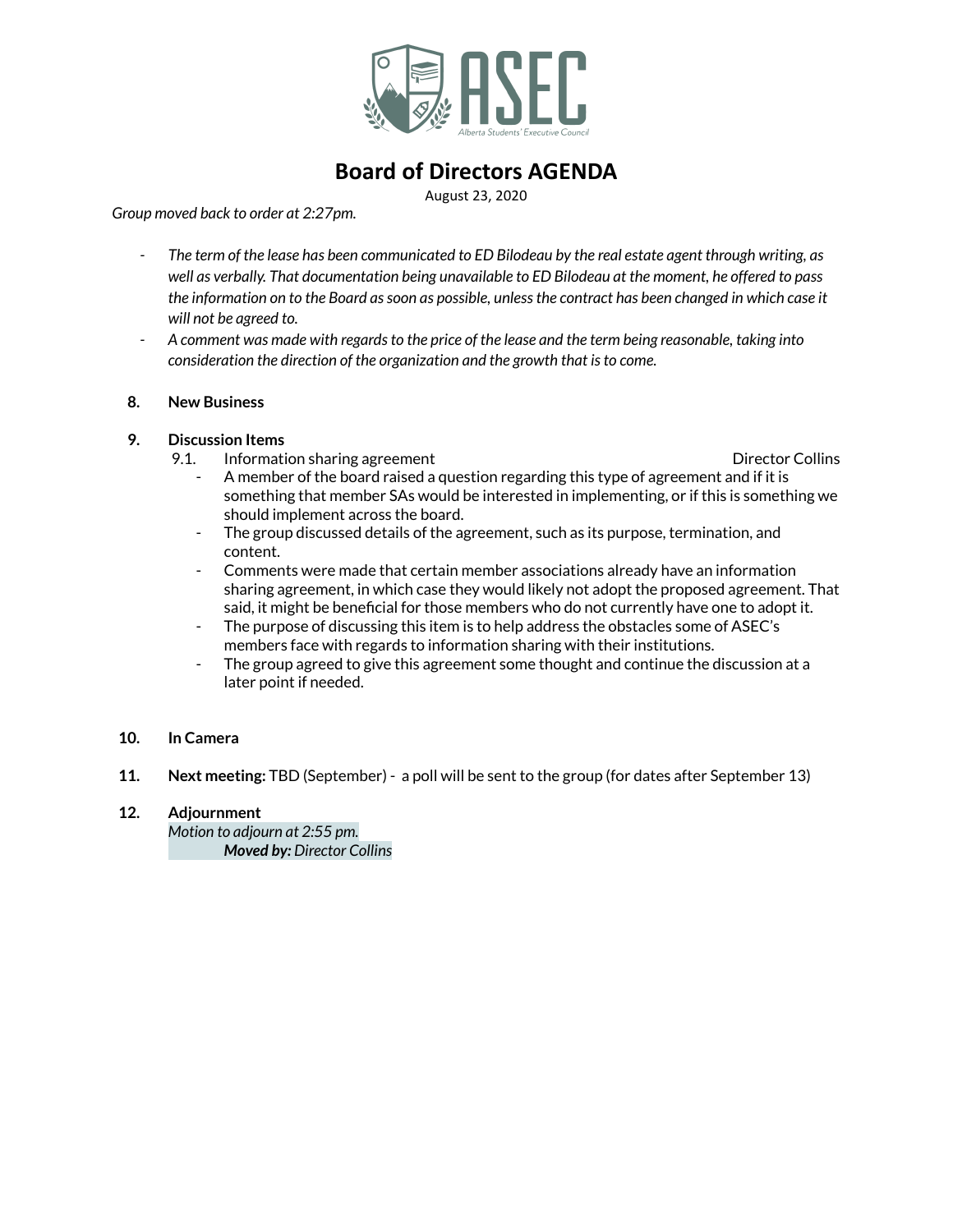# Board of Directors AGENDA

August 23, 2020

*Group moved back to order at 2:27pm.*

- *The term of the lease has been communicated to ED Bilodeau by the real estate agent through writing, as well as verbally. That documentation being unavailable to ED Bilodeau at the moment, he offered to pass the information on to the Board as soon as possible, unless the contract has been changed in which case it will not be agreed to.*
- *A comment was made with regards to the price of the lease and the term being reasonable, taking into consideration the direction of the organization and the growth that is to come.*

8. **New Business**

9. **Discussion Items**

   9.1. Information sharing agreement — Director Collins

   - A member of the board raised a question regarding this type of agreement and if it is something that member SAs would be interested in implementing, or if this is something we should implement across the board.
   - The group discussed details of the agreement, such as its purpose, termination, and content.
   - Comments were made that certain member associations already have an information sharing agreement, in which case they would likely not adopt the proposed agreement. That said, it might be beneficial for those members who do not currently have one to adopt it.
   - The purpose of discussing this item is to help address the obstacles some of ASEC's members face with regards to information sharing with their institutions.
   - The group agreed to give this agreement some thought and continue the discussion at a later point if needed.

10. **In Camera**

11. **Next meeting:** TBD (September) - a poll will be sent to the group (for dates after September 13)

12. **Adjournment**

    *Motion to adjourn at 2:55 pm.*

    ***Moved by:*** *Director Collins*